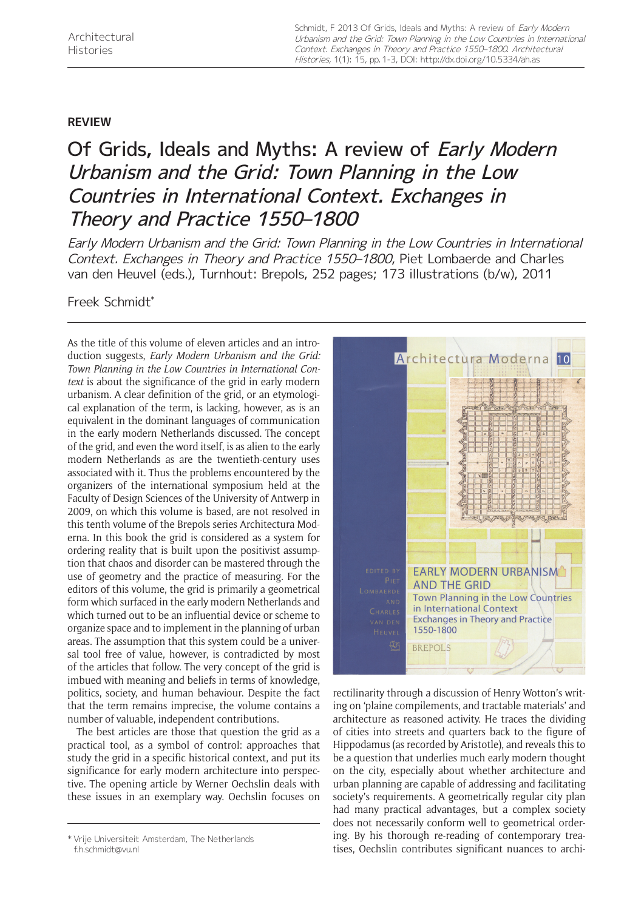**REVIEW**

# Of Grids, Ideals and Myths: A review of *Early Modern Urbanism and the Grid: Town Planning in the Low Countries in International Context. Exchanges in Theory and Practice 1550–1800*

*Early Modern Urbanism and the Grid: Town Planning in the Low Countries in International Context. Exchanges in Theory and Practice 1550–1800*, Piet Lombaerde and Charles van den Heuvel (eds.), Turnhout: Brepols, 252 pages; 173 illustrations (b/w), 2011

Freek Schmidt*

As the title of this volume of eleven articles and an introduction suggests, *Early Modern Urbanism and the Grid: Town Planning in the Low Countries in International Context* is about the significance of the grid in early modern urbanism. A clear definition of the grid, or an etymological explanation of the term, is lacking, however, as is an equivalent in the dominant languages of communication in the early modern Netherlands discussed. The concept of the grid, and even the word itself, is as alien to the early modern Netherlands as are the twentieth-century uses associated with it. Thus the problems encountered by the organizers of the international symposium held at the Faculty of Design Sciences of the University of Antwerp in 2009, on which this volume is based, are not resolved in this tenth volume of the Brepols series Architectura Moderna. In this book the grid is considered as a system for ordering reality that is built upon the positivist assumption that chaos and disorder can be mastered through the use of geometry and the practice of measuring. For the editors of this volume, the grid is primarily a geometrical form which surfaced in the early modern Netherlands and which turned out to be an influential device or scheme to organize space and to implement in the planning of urban areas. The assumption that this system could be a universal tool free of value, however, is contradicted by most of the articles that follow. The very concept of the grid is imbued with meaning and beliefs in terms of knowledge, politics, society, and human behaviour. Despite the fact that the term remains imprecise, the volume contains a number of valuable, independent contributions.

The best articles are those that question the grid as a practical tool, as a symbol of control: approaches that study the grid in a specific historical context, and put its significance for early modern architecture into perspective. The opening article by Werner Oechslin deals with these issues in an exemplary way. Oechslin focuses on rectilinarity through a discussion of Henry Wotton's writing on 'plaine compilements, and tractable materials' and architecture as reasoned activity. He traces the dividing of cities into streets and quarters back to the figure of Hippodamus (as recorded by Aristotle), and reveals this to be a question that underlies much early modern thought on the city, especially about whether architecture and urban planning are capable of addressing and facilitating society's requirements. A geometrically regular city plan had many practical advantages, but a complex society does not necessarily conform well to geometrical ordering. By his thorough re-reading of contemporary treatises, Oechslin contributes significant nuances to archi-

\* Vrije Universiteit Amsterdam, The Netherlands
f.h.schmidt@vu.nl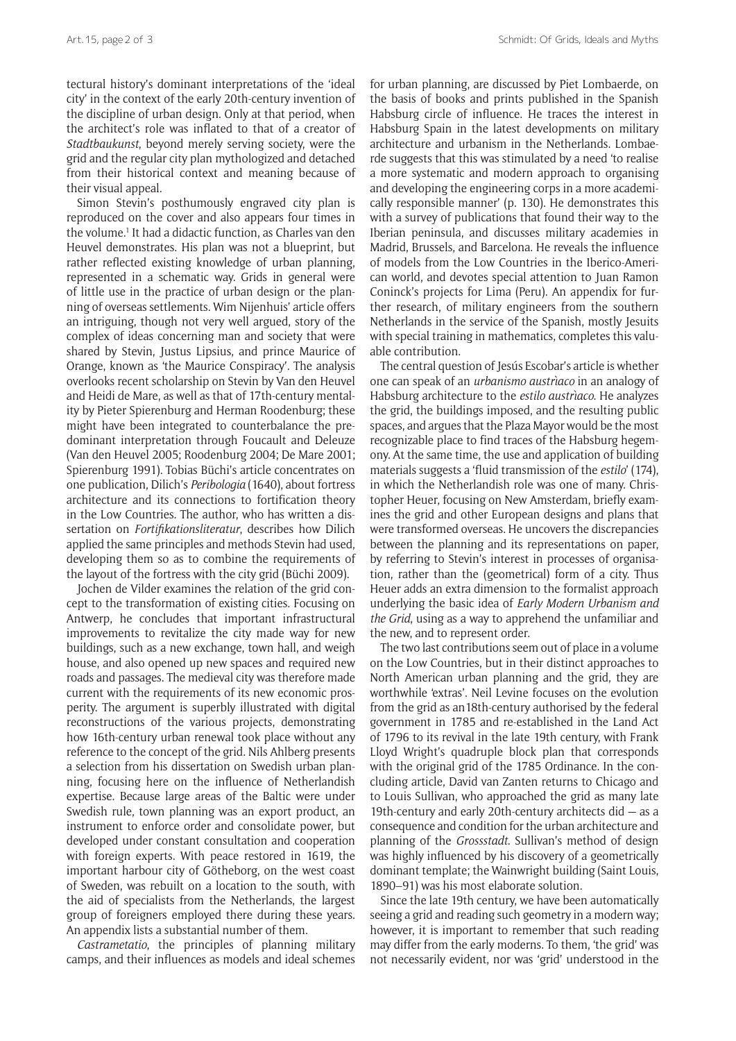tectural history's dominant interpretations of the 'ideal city' in the context of the early 20th-century invention of the discipline of urban design. Only at that period, when the architect's role was inflated to that of a creator of *Stadtbaukunst*, beyond merely serving society, were the grid and the regular city plan mythologized and detached from their historical context and meaning because of their visual appeal.

Simon Stevin's posthumously engraved city plan is reproduced on the cover and also appears four times in the volume.[1] It had a didactic function, as Charles van den Heuvel demonstrates. His plan was not a blueprint, but rather reflected existing knowledge of urban planning, represented in a schematic way. Grids in general were of little use in the practice of urban design or the planning of overseas settlements. Wim Nijenhuis' article offers an intriguing, though not very well argued, story of the complex of ideas concerning man and society that were shared by Stevin, Justus Lipsius, and prince Maurice of Orange, known as 'the Maurice Conspiracy'. The analysis overlooks recent scholarship on Stevin by Van den Heuvel and Heidi de Mare, as well as that of 17th-century mentality by Pieter Spierenburg and Herman Roodenburg; these might have been integrated to counterbalance the predominant interpretation through Foucault and Deleuze (Van den Heuvel 2005; Roodenburg 2004; De Mare 2001; Spierenburg 1991). Tobias Büchi's article concentrates on one publication, Dilich's *Peribologia* (1640), about fortress architecture and its connections to fortification theory in the Low Countries. The author, who has written a dissertation on *Fortifikationsliteratur*, describes how Dilich applied the same principles and methods Stevin had used, developing them so as to combine the requirements of the layout of the fortress with the city grid (Büchi 2009).

Jochen de Vilder examines the relation of the grid concept to the transformation of existing cities. Focusing on Antwerp, he concludes that important infrastructural improvements to revitalize the city made way for new buildings, such as a new exchange, town hall, and weigh house, and also opened up new spaces and required new roads and passages. The medieval city was therefore made current with the requirements of its new economic prosperity. The argument is superbly illustrated with digital reconstructions of the various projects, demonstrating how 16th-century urban renewal took place without any reference to the concept of the grid. Nils Ahlberg presents a selection from his dissertation on Swedish urban planning, focusing here on the influence of Netherlandish expertise. Because large areas of the Baltic were under Swedish rule, town planning was an export product, an instrument to enforce order and consolidate power, but developed under constant consultation and cooperation with foreign experts. With peace restored in 1619, the important harbour city of Götheborg, on the west coast of Sweden, was rebuilt on a location to the south, with the aid of specialists from the Netherlands, the largest group of foreigners employed there during these years. An appendix lists a substantial number of them.

*Castrametatio*, the principles of planning military camps, and their influences as models and ideal schemes for urban planning, are discussed by Piet Lombaerde, on the basis of books and prints published in the Spanish Habsburg circle of influence. He traces the interest in Habsburg Spain in the latest developments on military architecture and urbanism in the Netherlands. Lombaerde suggests that this was stimulated by a need 'to realise a more systematic and modern approach to organising and developing the engineering corps in a more academically responsible manner' (p. 130). He demonstrates this with a survey of publications that found their way to the Iberian peninsula, and discusses military academies in Madrid, Brussels, and Barcelona. He reveals the influence of models from the Low Countries in the Iberico-American world, and devotes special attention to Juan Ramon Coninck's projects for Lima (Peru). An appendix for further research, of military engineers from the southern Netherlands in the service of the Spanish, mostly Jesuits with special training in mathematics, completes this valuable contribution.

The central question of Jesús Escobar's article is whether one can speak of an *urbanismo austrìaco* in an analogy of Habsburg architecture to the *estilo austrìaco*. He analyzes the grid, the buildings imposed, and the resulting public spaces, and argues that the Plaza Mayor would be the most recognizable place to find traces of the Habsburg hegemony. At the same time, the use and application of building materials suggests a 'fluid transmission of the *estilo*' (174), in which the Netherlandish role was one of many. Christopher Heuer, focusing on New Amsterdam, briefly examines the grid and other European designs and plans that were transformed overseas. He uncovers the discrepancies between the planning and its representations on paper, by referring to Stevin's interest in processes of organisation, rather than the (geometrical) form of a city. Thus Heuer adds an extra dimension to the formalist approach underlying the basic idea of *Early Modern Urbanism and the Grid*, using as a way to apprehend the unfamiliar and the new, and to represent order.

The two last contributions seem out of place in a volume on the Low Countries, but in their distinct approaches to North American urban planning and the grid, they are worthwhile 'extras'. Neil Levine focuses on the evolution from the grid as an18th-century authorised by the federal government in 1785 and re-established in the Land Act of 1796 to its revival in the late 19th century, with Frank Lloyd Wright's quadruple block plan that corresponds with the original grid of the 1785 Ordinance. In the concluding article, David van Zanten returns to Chicago and to Louis Sullivan, who approached the grid as many late 19th-century and early 20th-century architects did — as a consequence and condition for the urban architecture and planning of the *Grossstadt*. Sullivan's method of design was highly influenced by his discovery of a geometrically dominant template; the Wainwright building (Saint Louis, 1890–91) was his most elaborate solution.

Since the late 19th century, we have been automatically seeing a grid and reading such geometry in a modern way; however, it is important to remember that such reading may differ from the early moderns. To them, 'the grid' was not necessarily evident, nor was 'grid' understood in the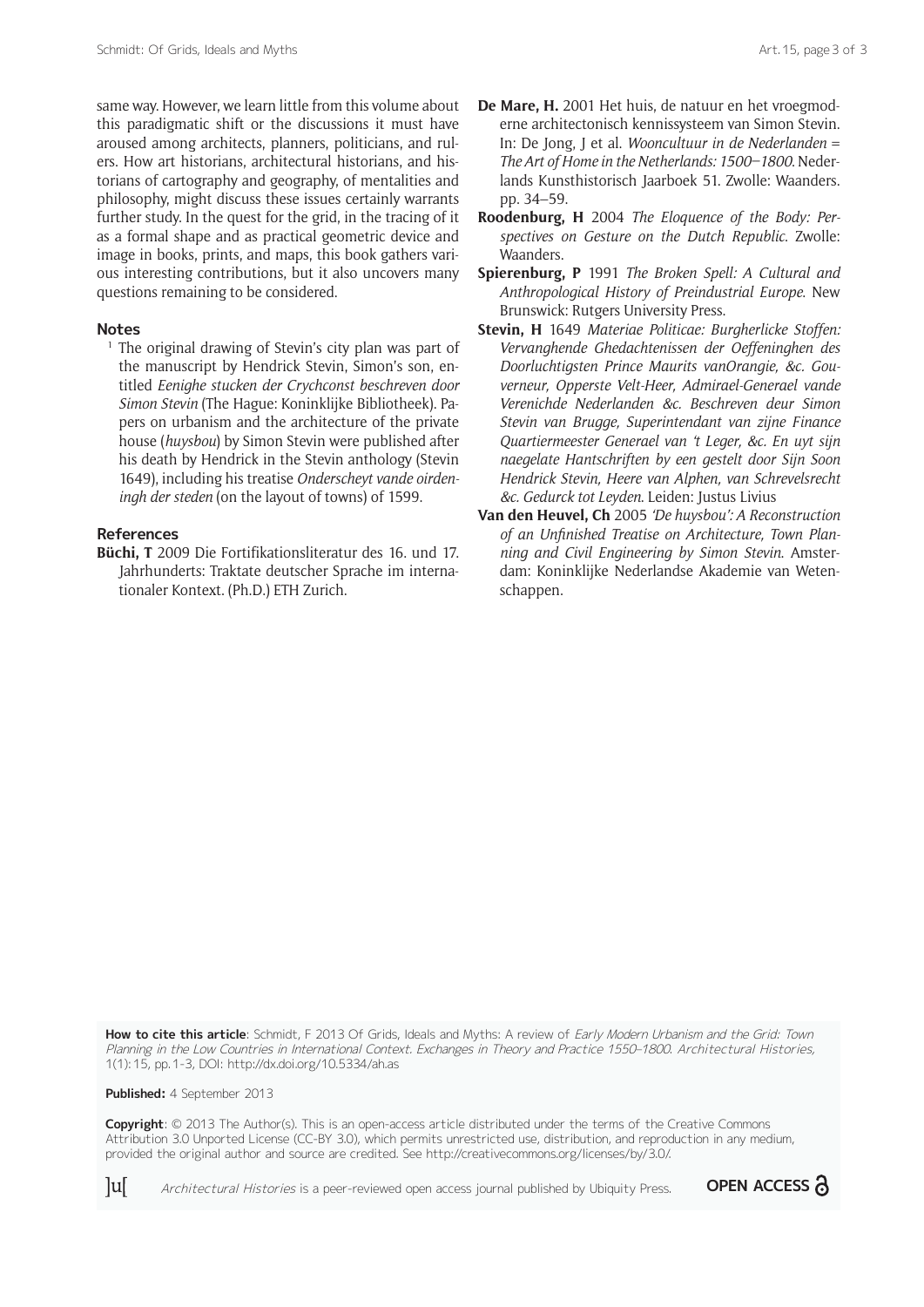same way. However, we learn little from this volume about this paradigmatic shift or the discussions it must have aroused among architects, planners, politicians, and rulers. How art historians, architectural historians, and historians of cartography and geography, of mentalities and philosophy, might discuss these issues certainly warrants further study. In the quest for the grid, in the tracing of it as a formal shape and as practical geometric device and image in books, prints, and maps, this book gathers various interesting contributions, but it also uncovers many questions remaining to be considered.

## Notes

[1] The original drawing of Stevin's city plan was part of the manuscript by Hendrick Stevin, Simon's son, entitled *Eenighe stucken der Crychconst beschreven door Simon Stevin* (The Hague: Koninklijke Bibliotheek). Papers on urbanism and the architecture of the private house (*huysbou*) by Simon Stevin were published after his death by Hendrick in the Stevin anthology (Stevin 1649), including his treatise *Onderscheyt vande oirdeningh der steden* (on the layout of towns) of 1599.

## References

**Büchi, T** 2009 Die Fortifikationsliteratur des 16. und 17. Jahrhunderts: Traktate deutscher Sprache im internationaler Kontext. (Ph.D.) ETH Zurich.

**De Mare, H.** 2001 Het huis, de natuur en het vroegmoderne architectonisch kennissysteem van Simon Stevin. In: De Jong, J et al. *Wooncultuur in de Nederlanden = The Art of Home in the Netherlands: 1500–1800.* Nederlands Kunsthistorisch Jaarboek 51. Zwolle: Waanders. pp. 34–59.

**Roodenburg, H** 2004 *The Eloquence of the Body: Perspectives on Gesture on the Dutch Republic.* Zwolle: Waanders.

**Spierenburg, P** 1991 *The Broken Spell: A Cultural and Anthropological History of Preindustrial Europe.* New Brunswick: Rutgers University Press.

**Stevin, H** 1649 *Materiae Politicae: Burgherlicke Stoffen: Vervanghende Ghedachtenissen der Oeffeninghen des Doorluchtigsten Prince Maurits vanOrangie, &c. Gouverneur, Opperste Velt-Heer, Admirael-Generael vande Verenichde Nederlanden &c. Beschreven deur Simon Stevin van Brugge, Superintendant van zijne Finance Quartiermeester Generael van 't Leger, &c. En uyt sijn naegelate Hantschriften by een gestelt door Sijn Soon Hendrick Stevin, Heere van Alphen, van Schrevelsrecht &c. Gedurck tot Leyden.* Leiden: Justus Livius

**Van den Heuvel, Ch** 2005 *'De huysbou': A Reconstruction of an Unfinished Treatise on Architecture, Town Planning and Civil Engineering by Simon Stevin.* Amsterdam: Koninklijke Nederlandse Akademie van Wetenschappen.

**How to cite this article**: Schmidt, F 2013 Of Grids, Ideals and Myths: A review of *Early Modern Urbanism and the Grid: Town Planning in the Low Countries in International Context. Exchanges in Theory and Practice 1550–1800. Architectural Histories,* 1(1):15, pp.1-3, DOI: http://dx.doi.org/10.5334/ah.as

**Published:** 4 September 2013

**Copyright**: © 2013 The Author(s). This is an open-access article distributed under the terms of the Creative Commons Attribution 3.0 Unported License (CC-BY 3.0), which permits unrestricted use, distribution, and reproduction in any medium, provided the original author and source are credited. See http://creativecommons.org/licenses/by/3.0/.

*Architectural Histories* is a peer-reviewed open access journal published by Ubiquity Press. **OPEN ACCESS**